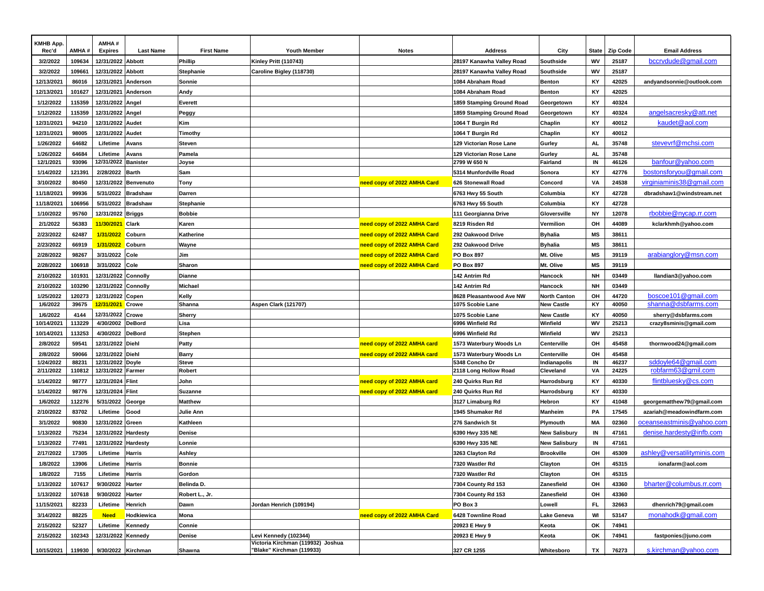| KMHB App. Rec'd | AMHA # | AMHA # Expires | Last Name | First Name | Youth Member | Notes | Address | City | State | Zip Code | Email Address |
|---|---|---|---|---|---|---|---|---|---|---|---|
| 3/2/2022 | 109634 | 12/31/2022 | Abbott | Phillip | Kinley Pritt (110743) | | 28197 Kanawha Valley Road | Southside | WV | 25187 | bccrvdude@gmail.com |
| 3/2/2022 | 109661 | 12/31/2022 | Abbott | Stephanie | Caroline Bigley (118730) | | 28197 Kanawha Valley Road | Southside | WV | 25187 | |
| 12/13/2021 | 86016 | 12/31/2021 | Anderson | Sonnie | | | 1084 Abraham Road | Benton | KY | 42025 | andyandsonnie@outlook.com |
| 12/13/2021 | 101627 | 12/31/2021 | Anderson | Andy | | | 1084 Abraham Road | Benton | KY | 42025 | |
| 1/12/2022 | 115359 | 12/31/2022 | Angel | Everett | | | 1859 Stamping Ground Road | Georgetown | KY | 40324 | |
| 1/12/2022 | 115359 | 12/31/2022 | Angel | Peggy | | | 1859 Stamping Ground Road | Georgetown | KY | 40324 | angelsacresky@att.net |
| 12/31/2021 | 94210 | 12/31/2022 | Audet | Kim | | | 1064 T Burgin Rd | Chaplin | KY | 40012 | kaudet@aol.com |
| 12/31/2021 | 98005 | 12/31/2022 | Audet | Timothy | | | 1064 T Burgin Rd | Chaplin | KY | 40012 | |
| 1/26/2022 | 64682 | Lifetime | Avans | Steven | | | 129 Victorian Rose Lane | Gurley | AL | 35748 | stevevrf@mchsi.com |
| 1/26/2022 | 64684 | Lifetime | Avans | Pamela | | | 129 Victorian Rose Lane | Gurley | AL | 35748 | |
| 12/1/2021 | 93096 | 12/31/2022 | Banister | Joyse | | | 2799 W 650 N | Fairland | IN | 46126 | banfour@yahoo.com |
| 1/14/2022 | 121391 | 2/28/2022 | Barth | Sam | | | 5314 Munfordville Road | Sonora | KY | 42776 | bostonsforyou@gmail.com |
| 3/10/2022 | 80450 | 12/31/2022 | Benvenuto | Tony | | need copy of 2022 AMHA Card | 626 Stonewall Road | Concord | VA | 24538 | virginiaminis38@gmail.com |
| 11/18/2021 | 99936 | 5/31/2022 | Bradshaw | Darren | | | 6763 Hwy 55 South | Columbia | KY | 42728 | dbradshaw1@windstream.net |
| 11/18/2021 | 106956 | 5/31/2022 | Bradshaw | Stephanie | | | 6763 Hwy 55 South | Columbia | KY | 42728 | |
| 1/10/2022 | 95760 | 12/31/2022 | Briggs | Bobbie | | | 111 Georgianna Drive | Gloversville | NY | 12078 | rbobbie@nycap.rr.com |
| 2/1/2022 | 56383 | 11/30/2021 | Clark | Karen | | need copy of 2022 AMHA Card | 8219 Risden Rd | Vermilion | OH | 44089 | kclarkhmh@yahoo.com |
| 2/23/2022 | 62487 | 1/31/2022 | Coburn | Katherine | | need copy of 2022 AMHA Card | 292 Oakwood Drive | Byhalia | MS | 38611 | |
| 2/23/2022 | 66919 | 1/31/2022 | Coburn | Wayne | | need copy of 2022 AMHA Card | 292 Oakwood Drive | Byhalia | MS | 38611 | |
| 2/28/2022 | 98267 | 3/31/2022 | Cole | Jim | | need copy of 2022 AMHA Card | PO Box 897 | Mt. Olive | MS | 39119 | arabianglory@msn.com |
| 2/28/2022 | 106918 | 3/31/2022 | Cole | Sharon | | need copy of 2022 AMHA Card | PO Box 897 | Mt. Olive | MS | 39119 | |
| 2/10/2022 | 101931 | 12/31/2022 | Connolly | Dianne | | | 142 Antrim Rd | Hancock | NH | 03449 | llandian3@yahoo.com |
| 2/10/2022 | 103290 | 12/31/2022 | Connolly | Michael | | | 142 Antrim Rd | Hancock | NH | 03449 | |
| 1/25/2022 | 120273 | 12/31/2022 | Copen | Kelly | | | 8628 Pleasantwood Ave NW | North Canton | OH | 44720 | boscoe101@gmail.com |
| 1/6/2022 | 39675 | 12/31/2021 | Crowe | Shanna | Aspen Clark (121707) | | 1075 Scobie Lane | New Castle | KY | 40050 | shanna@dsbfarms.com |
| 1/6/2022 | 4144 | 12/31/2022 | Crowe | Sherry | | | 1075 Scobie Lane | New Castle | KY | 40050 | sherry@dsbfarms.com |
| 10/14/2021 | 113229 | 4/30/2002 | DeBord | Lisa | | | 6996 Winfield Rd | Winfield | WV | 25213 | crazy8sminis@gmail.com |
| 10/14/2021 | 113253 | 4/30/2002 | DeBord | Stephen | | | 6996 Winfield Rd | Winfield | WV | 25213 | |
| 2/8/2022 | 59541 | 12/31/2022 | Diehl | Patty | | need copy of 2022 AMHA card | 1573 Waterbury Woods Ln | Centerville | OH | 45458 | thornwood24@gmail.com |
| 2/8/2022 | 59066 | 12/31/2022 | Diehl | Barry | | need copy of 2022 AMHA card | 1573 Waterbury Woods Ln | Centerville | OH | 45458 | |
| 1/24/2022 | 88231 | 12/31/2022 | Doyle | Steve | | | 5348 Concho Dr | Indianapolis | IN | 46237 | sddoyle64@gmail.com |
| 2/11/2022 | 110812 | 12/31/2022 | Farmer | Robert | | | 2118 Long Hollow Road | Cleveland | VA | 24225 | robfarm63@gmil.com |
| 1/14/2022 | 98777 | 12/31/2024 | Flint | John | | need copy of 2022 AMHA card | 240 Quirks Run Rd | Harrodsburg | KY | 40330 | flintbluesky@cs.com |
| 1/14/2022 | 98776 | 12/31/2024 | Flint | Suzanne | | need copy of 2022 AMHA card | 240 Quirks Run Rd | Harrodsburg | KY | 40330 | |
| 1/6/2022 | 112276 | 5/31/2022 | George | Matthew | | | 3127 Limaburg Rd | Hebron | KY | 41048 | georgematthew79@gmail.com |
| 2/10/2022 | 83702 | Lifetime | Good | Julie Ann | | | 1945 Shumaker Rd | Manheim | PA | 17545 | azariah@meadowindfarm.com |
| 3/1/2022 | 90830 | 12/31/2022 | Green | Kathleen | | | 276 Sandwich St | Plymouth | MA | 02360 | oceanseastminis@yahoo.com |
| 1/13/2022 | 75234 | 12/31/2022 | Hardesty | Denise | | | 6390 Hwy 335 NE | New Salisbury | IN | 47161 | denise.hardesty@infb.com |
| 1/13/2022 | 77491 | 12/31/2022 | Hardesty | Lonnie | | | 6390 Hwy 335 NE | New Salisbury | IN | 47161 | |
| 2/17/2022 | 17305 | Lifetime | Harris | Ashley | | | 3263 Clayton Rd | Brookville | OH | 45309 | ashley@versatilityminis.com |
| 1/8/2022 | 13906 | Lifetime | Harris | Bonnie | | | 7320 Wastler Rd | Clayton | OH | 45315 | ionafarm@aol.com |
| 1/8/2022 | 7155 | Lifetime | Harris | Gordon | | | 7320 Wastler Rd | Clayton | OH | 45315 | |
| 1/13/2022 | 107617 | 9/30/2022 | Harter | Belinda D. | | | 7304 County Rd 153 | Zanesfield | OH | 43360 | bharter@columbus.rr.com |
| 1/13/2022 | 107618 | 9/30/2022 | Harter | Robert L., Jr. | | | 7304 County Rd 153 | Zanesfield | OH | 43360 | |
| 11/15/2021 | 82233 | Lifetime | Henrich | Dawn | Jordan Henrich (109194) | | PO Box 3 | Lowell | FL | 32663 | dhenrich79@gmail.com |
| 3/14/2022 | 88225 | Need | Hodkiewica | Mona | | need copy of 2022 AMHA Card | 6428 Townline Road | Lake Geneva | WI | 53147 | monahodk@gmail.com |
| 2/15/2022 | 52327 | Lifetime | Kennedy | Connie | | | 20923 E Hwy 9 | Keota | OK | 74941 | |
| 2/15/2022 | 102343 | 12/31/2022 | Kennedy | Denise | Levi Kennedy (102344) | | 20923 E Hwy 9 | Keota | OK | 74941 | fastponies@juno.com |
| 10/15/2021 | 119930 | 9/30/2022 | Kirchman | Shawna | Victoria Kirchman (119932) Joshua "Blake" Kirchman (119933) | | 327 CR 1255 | Whitesboro | TX | 76273 | s.kirchman@yahoo.com |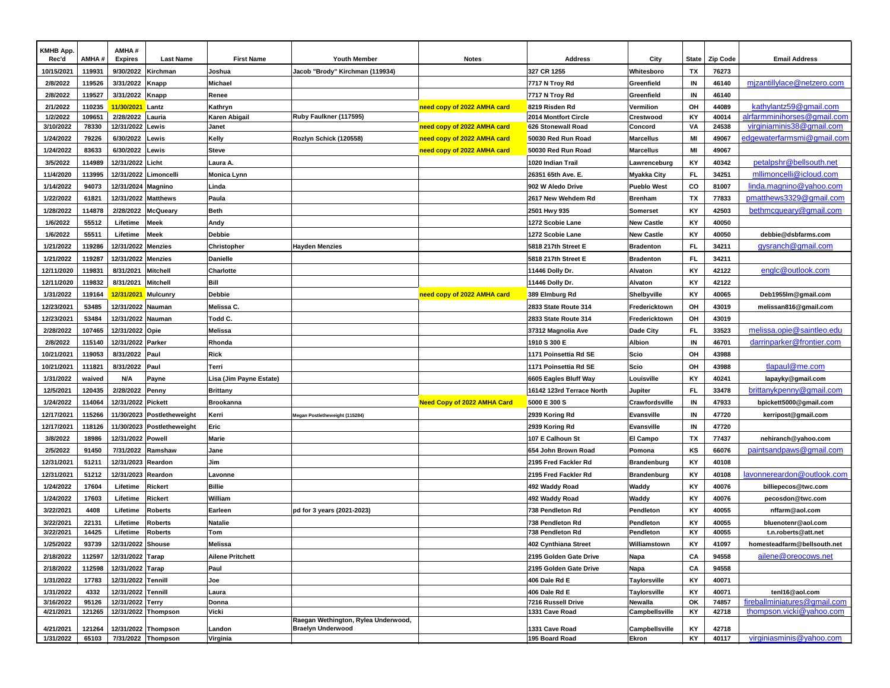| KMHB App. Rec'd | AMHA # | AMHA # Expires | Last Name | First Name | Youth Member | Notes | Address | City | State | Zip Code | Email Address |
|---|---|---|---|---|---|---|---|---|---|---|---|
| 10/15/2021 | 119931 | 9/30/2022 | Kirchman | Joshua | Jacob "Brody" Kirchman (119934) | | 327 CR 1255 | Whitesboro | TX | 76273 | |
| 2/8/2022 | 119526 | 3/31/2022 | Knapp | Michael | | | 7717 N Troy Rd | Greenfield | IN | 46140 | mjzantillyslace@netzero.com |
| 2/8/2022 | 119527 | 3/31/2022 | Knapp | Renee | | | 7717 N Troy Rd | Greenfield | IN | 46140 | |
| 2/1/2022 | 110235 | 11/30/2021 | Lantz | Kathryn | | need copy of 2022 AMHA card | 8219 Risden Rd | Vermilion | OH | 44089 | kathylantz59@gmail.com |
| 1/2/2022 | 109651 | 2/28/2022 | Lauria | Karen Abigail | Ruby Faulkner (117595) | | 2014 Montfort Circle | Crestwood | KY | 40014 | alrfarmminihorses@gmail.com |
| 3/10/2022 | 78330 | 12/31/2022 | Lewis | Janet | | need copy of 2022 AMHA card | 626 Stonewall Road | Concord | VA | 24538 | virginiaminis38@gmail.com |
| 1/24/2022 | 79226 | 6/30/2022 | Lewis | Kelly | Rozlyn Schick (120558) | need copy of 2022 AMHA card | 50030 Red Run Road | Marcellus | MI | 49067 | edgewaterfarmsmi@gmail.com |
| 1/24/2022 | 83633 | 6/30/2022 | Lewis | Steve | | need copy of 2022 AMHA card | 50030 Red Run Road | Marcellus | MI | 49067 | |
| 3/5/2022 | 114989 | 12/31/2022 | Licht | Laura A. | | | 1020 Indian Trail | Lawrenceburg | KY | 40342 | petalpshr@bellsouth.net |
| 11/4/2020 | 113995 | 12/31/2022 | Limoncelli | Monica Lynn | | | 26351 65th Ave. E. | Myakka City | FL | 34251 | mllimoncelli@icloud.com |
| 1/14/2022 | 94073 | 12/31/2024 | Magnino | Linda | | | 902 W Aledo Drive | Pueblo West | CO | 81007 | linda.magnino@yahoo.com |
| 1/22/2022 | 61821 | 12/31/2022 | Matthews | Paula | | | 2617 New Wehdem Rd | Brenham | TX | 77833 | pmatthews3329@gmail.com |
| 1/28/2022 | 114878 | 2/28/2022 | McQueary | Beth | | | 2501 Hwy 935 | Somerset | KY | 42503 | bethmcqueary@gmail.com |
| 1/6/2022 | 55512 | Lifetime | Meek | Andy | | | 1272 Scobie Lane | New Castle | KY | 40050 | |
| 1/6/2022 | 55511 | Lifetime | Meek | Debbie | | | 1272 Scobie Lane | New Castle | KY | 40050 | debbie@dsbfarms.com |
| 1/21/2022 | 119286 | 12/31/2022 | Menzies | Christopher | Hayden Menzies | | 5818 217th Street E | Bradenton | FL | 34211 | gysranch@gmail.com |
| 1/21/2022 | 119287 | 12/31/2022 | Menzies | Danielle | | | 5818 217th Street E | Bradenton | FL | 34211 | |
| 12/11/2020 | 119831 | 8/31/2021 | Mitchell | Charlotte | | | 11446 Dolly Dr. | Alvaton | KY | 42122 | englc@outlook.com |
| 12/11/2020 | 119832 | 8/31/2021 | Mitchell | Bill | | | 11446 Dolly Dr. | Alvaton | KY | 42122 | |
| 1/31/2022 | 119164 | 12/31/2021 | Mulcunry | Debbie | | need copy of 2022 AMHA card | 389 Elmburg Rd | Shelbyville | KY | 40065 | Deb1955lm@gmail.com |
| 12/23/2021 | 53485 | 12/31/2022 | Nauman | Melissa C. | | | 2833 State Route 314 | Fredericktown | OH | 43019 | melissan816@gmail.com |
| 12/23/2021 | 53484 | 12/31/2022 | Nauman | Todd C. | | | 2833 State Route 314 | Fredericktown | OH | 43019 | |
| 2/28/2022 | 107465 | 12/31/2022 | Opie | Melissa | | | 37312 Magnolia Ave | Dade City | FL | 33523 | melissa.opie@saintleo.edu |
| 2/8/2022 | 115140 | 12/31/2022 | Parker | Rhonda | | | 1910 S 300 E | Albion | IN | 46701 | darrinparker@frontier.com |
| 10/21/2021 | 119053 | 8/31/2022 | Paul | Rick | | | 1171 Poinsettia Rd SE | Scio | OH | 43988 | |
| 10/21/2021 | 111821 | 8/31/2022 | Paul | Terri | | | 1171 Poinsettia Rd SE | Scio | OH | 43988 | tlapaul@me.com |
| 1/31/2022 | waived | N/A | Payne | Lisa (Jim Payne Estate) | | | 6605 Eagles Bluff Way | Louisville | KY | 40241 | lapayky@gmail.com |
| 12/5/2021 | 120435 | 2/28/2022 | Penny | Brittany | | | 16142 123rd Terrace North | Jupiter | FL | 33478 | brittanykpenny@gmail.com |
| 1/24/2022 | 114064 | 12/31/2022 | Pickett | Brookanna | | Need Copy of 2022 AMHA Card | 5000 E 300 S | Crawfordsville | IN | 47933 | bpickett5000@gmail.com |
| 12/17/2021 | 115266 | 11/30/2023 | Postletheweight | Kerri | Megan Postletheweight (115284) | | 2939 Koring Rd | Evansville | IN | 47720 | kerripost@gmail.com |
| 12/17/2021 | 118126 | 11/30/2023 | Postletheweight | Eric | | | 2939 Koring Rd | Evansville | IN | 47720 | |
| 3/8/2022 | 18986 | 12/31/2022 | Powell | Marie | | | 107 E Calhoun St | El Campo | TX | 77437 | nehiranch@yahoo.com |
| 2/5/2022 | 91450 | 7/31/2022 | Ramshaw | Jane | | | 654 John Brown Road | Pomona | KS | 66076 | paintsandpaws@gmail.com |
| 12/31/2021 | 51211 | 12/31/2023 | Reardon | Jim | | | 2195 Fred Fackler Rd | Brandenburg | KY | 40108 | |
| 12/31/2021 | 51212 | 12/31/2023 | Reardon | Lavonne | | | 2195 Fred Fackler Rd | Brandenburg | KY | 40108 | lavonnereardon@outlook.com |
| 1/24/2022 | 17604 | Lifetime | Rickert | Billie | | | 492 Waddy Road | Waddy | KY | 40076 | billiepecos@twc.com |
| 1/24/2022 | 17603 | Lifetime | Rickert | William | | | 492 Waddy Road | Waddy | KY | 40076 | pecosdon@twc.com |
| 3/22/2021 | 4408 | Lifetime | Roberts | Earleen | pd for 3 years (2021-2023) | | 738 Pendleton Rd | Pendleton | KY | 40055 | nffarm@aol.com |
| 3/22/2021 | 22131 | Lifetime | Roberts | Natalie | | | 738 Pendleton Rd | Pendleton | KY | 40055 | bluenotenr@aol.com |
| 3/22/2021 | 14425 | Lifetime | Roberts | Tom | | | 738 Pendleton Rd | Pendleton | KY | 40055 | t.n.roberts@att.net |
| 1/25/2022 | 93739 | 12/31/2022 | Shouse | Melissa | | | 402 Cynthiana Street | Williamstown | KY | 41097 | homesteadfarm@bellsouth.net |
| 2/18/2022 | 112597 | 12/31/2022 | Tarap | Ailene Pritchett | | | 2195 Golden Gate Drive | Napa | CA | 94558 | ailene@oreocows.net |
| 2/18/2022 | 112598 | 12/31/2022 | Tarap | Paul | | | 2195 Golden Gate Drive | Napa | CA | 94558 | |
| 1/31/2022 | 17783 | 12/31/2022 | Tennill | Joe | | | 406 Dale Rd E | Taylorsville | KY | 40071 | |
| 1/31/2022 | 4332 | 12/31/2022 | Tennill | Laura | | | 406 Dale Rd E | Taylorsville | KY | 40071 | tenl16@aol.com |
| 3/16/2022 | 95126 | 12/31/2022 | Terry | Donna | | | 7216 Russell Drive | Newalla | OK | 74857 | fireballminiatures@gmail.com |
| 4/21/2021 | 121265 | 12/31/2022 | Thompson | Vicki | | | 1331 Cave Road | Campbellsville | KY | 42718 | thompson.vicki@yahoo.com |
| 4/21/2021 | 121264 | 12/31/2022 | Thompson | Landon | Raegan Wethington, Rylea Underwood, Braelyn Underwood | | 1331 Cave Road | Campbellsville | KY | 42718 | |
| 1/31/2022 | 65103 | 7/31/2022 | Thompson | Virginia | | | 195 Board Road | Ekron | KY | 40117 | virginiasminis@yahoo.com |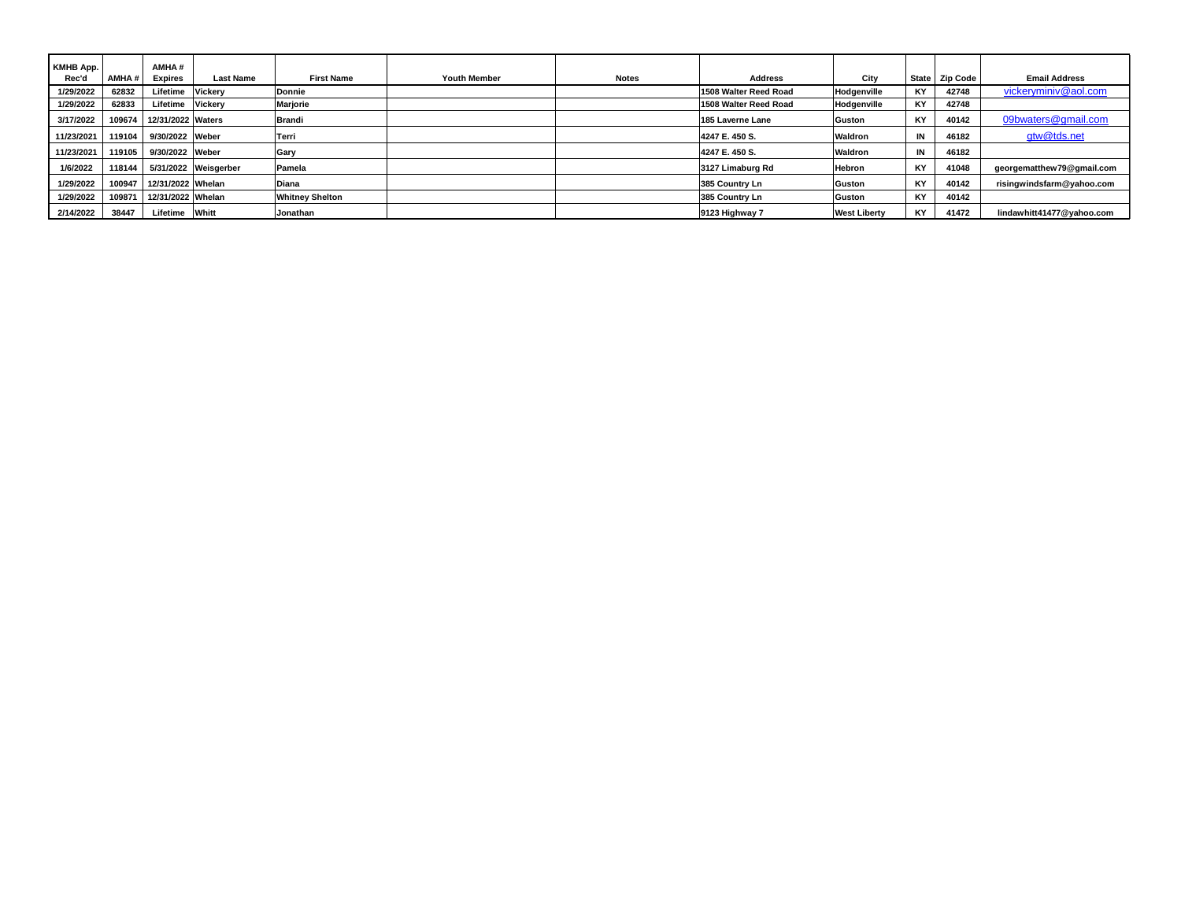| KMHB App. Rec'd | AMHA # | AMHA # Expires | Last Name | First Name | Youth Member | Notes | Address | City | State | Zip Code | Email Address |
|---|---|---|---|---|---|---|---|---|---|---|---|
| 1/29/2022 | 62832 | Lifetime | Vickery | Donnie | | | 1508 Walter Reed Road | Hodgenville | KY | 42748 | vickeryminiv@aol.com |
| 1/29/2022 | 62833 | Lifetime | Vickery | Marjorie | | | 1508 Walter Reed Road | Hodgenville | KY | 42748 | |
| 3/17/2022 | 109674 | 12/31/2022 | Waters | Brandi | | | 185 Laverne Lane | Guston | KY | 40142 | 09bwaters@gmail.com |
| 11/23/2021 | 119104 | 9/30/2022 | Weber | Terri | | | 4247 E. 450 S. | Waldron | IN | 46182 | gtw@tds.net |
| 11/23/2021 | 119105 | 9/30/2022 | Weber | Gary | | | 4247 E. 450 S. | Waldron | IN | 46182 | |
| 1/6/2022 | 118144 | 5/31/2022 | Weisgerber | Pamela | | | 3127 Limaburg Rd | Hebron | KY | 41048 | georgematthew79@gmail.com |
| 1/29/2022 | 100947 | 12/31/2022 | Whelan | Diana | | | 385 Country Ln | Guston | KY | 40142 | risingwindsfarm@yahoo.com |
| 1/29/2022 | 109871 | 12/31/2022 | Whelan | Whitney Shelton | | | 385 Country Ln | Guston | KY | 40142 | |
| 2/14/2022 | 38447 | Lifetime | Whitt | Jonathan | | | 9123 Highway 7 | West Liberty | KY | 41472 | lindawhitt41477@yahoo.com |